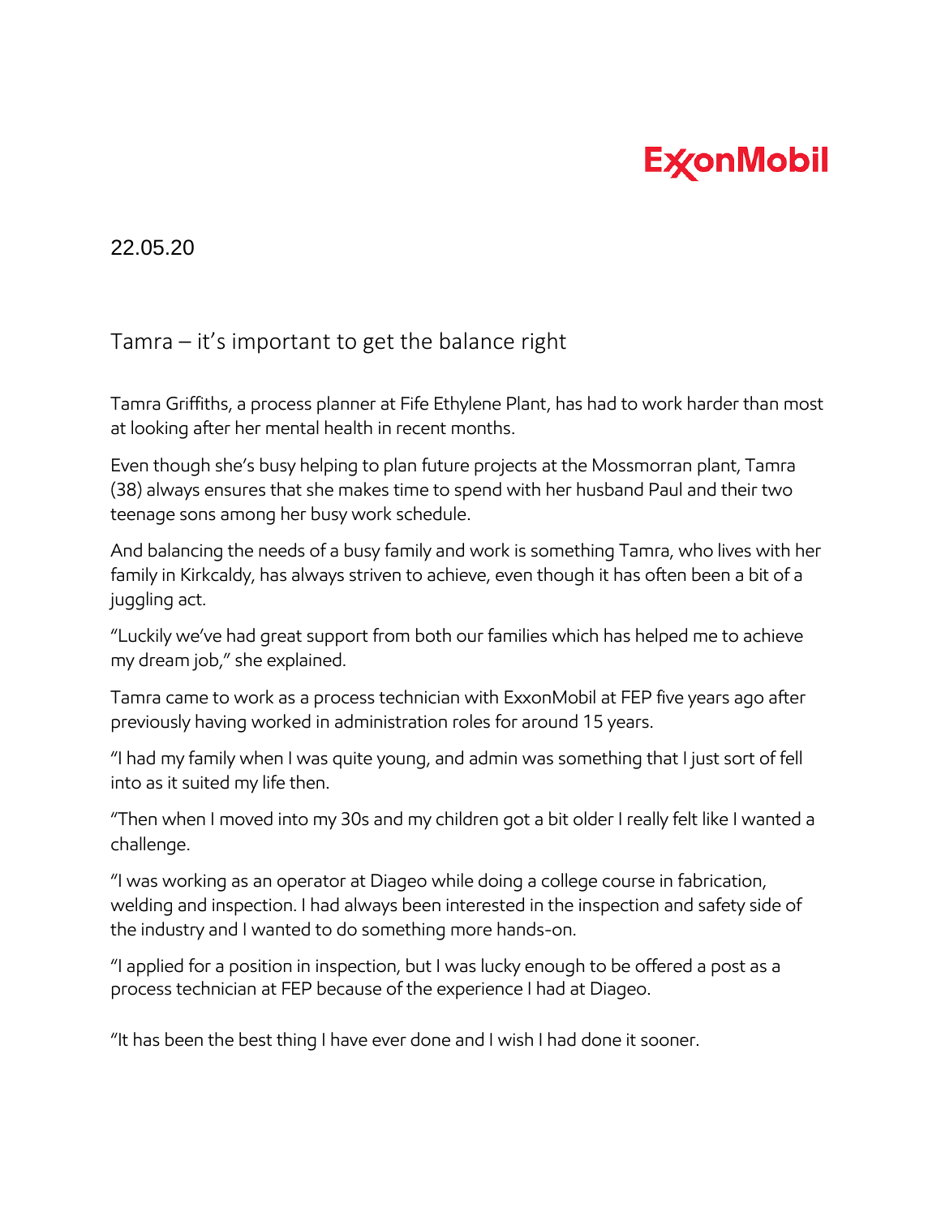ExxonMobil

22.05.20

# Tamra – it's important to get the balance right

Tamra Griffiths, a process planner at Fife Ethylene Plant, has had to work harder than most at looking after her mental health in recent months.

Even though she's busy helping to plan future projects at the Mossmorran plant, Tamra (38) always ensures that she makes time to spend with her husband Paul and their two teenage sons among her busy work schedule.

And balancing the needs of a busy family and work is something Tamra, who lives with her family in Kirkcaldy, has always striven to achieve, even though it has often been a bit of a juggling act.

"Luckily we've had great support from both our families which has helped me to achieve my dream job," she explained.

Tamra came to work as a process technician with ExxonMobil at FEP five years ago after previously having worked in administration roles for around 15 years.

"I had my family when I was quite young, and admin was something that I just sort of fell into as it suited my life then.

"Then when I moved into my 30s and my children got a bit older I really felt like I wanted a challenge.

"I was working as an operator at Diageo while doing a college course in fabrication, welding and inspection. I had always been interested in the inspection and safety side of the industry and I wanted to do something more hands-on.

"I applied for a position in inspection, but I was lucky enough to be offered a post as a process technician at FEP because of the experience I had at Diageo.

"It has been the best thing I have ever done and I wish I had done it sooner.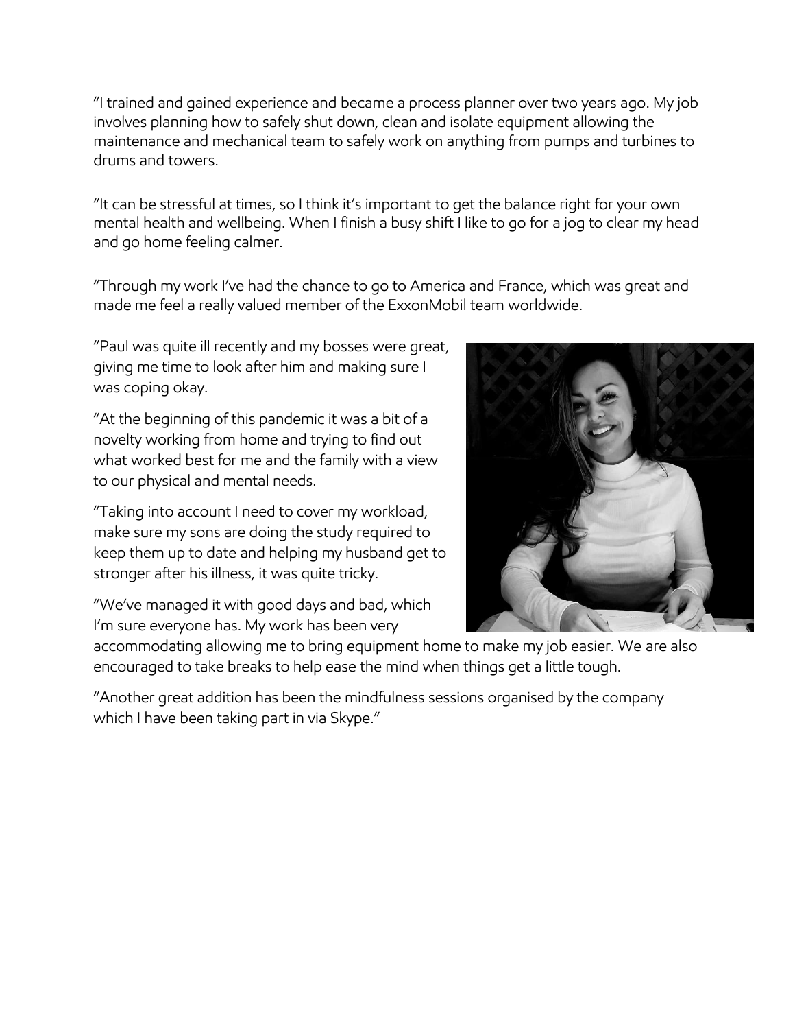"I trained and gained experience and became a process planner over two years ago. My job involves planning how to safely shut down, clean and isolate equipment allowing the maintenance and mechanical team to safely work on anything from pumps and turbines to drums and towers.

"It can be stressful at times, so I think it's important to get the balance right for your own mental health and wellbeing. When I finish a busy shift I like to go for a jog to clear my head and go home feeling calmer.

"Through my work I've had the chance to go to America and France, which was great and made me feel a really valued member of the ExxonMobil team worldwide.

"Paul was quite ill recently and my bosses were great, giving me time to look after him and making sure I was coping okay.

"At the beginning of this pandemic it was a bit of a novelty working from home and trying to find out what worked best for me and the family with a view to our physical and mental needs.

"Taking into account I need to cover my workload, make sure my sons are doing the study required to keep them up to date and helping my husband get to stronger after his illness, it was quite tricky.

"We've managed it with good days and bad, which I'm sure everyone has. My work has been very accommodating allowing me to bring equipment home to make my job easier. We are also encouraged to take breaks to help ease the mind when things get a little tough.

"Another great addition has been the mindfulness sessions organised by the company which I have been taking part in via Skype."